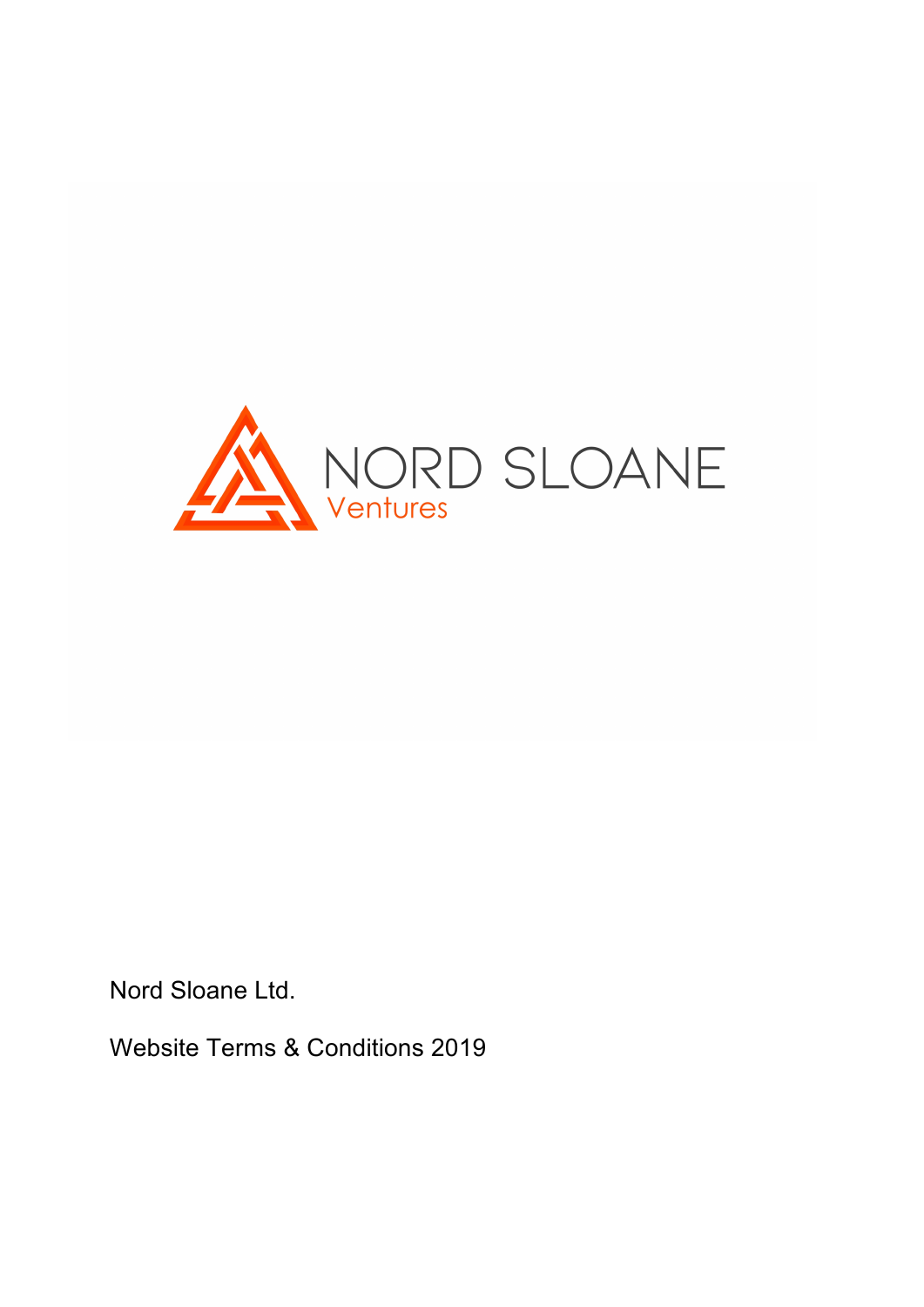NORD SLOANE
Ventures

Nord Sloane Ltd.

Website Terms & Conditions 2019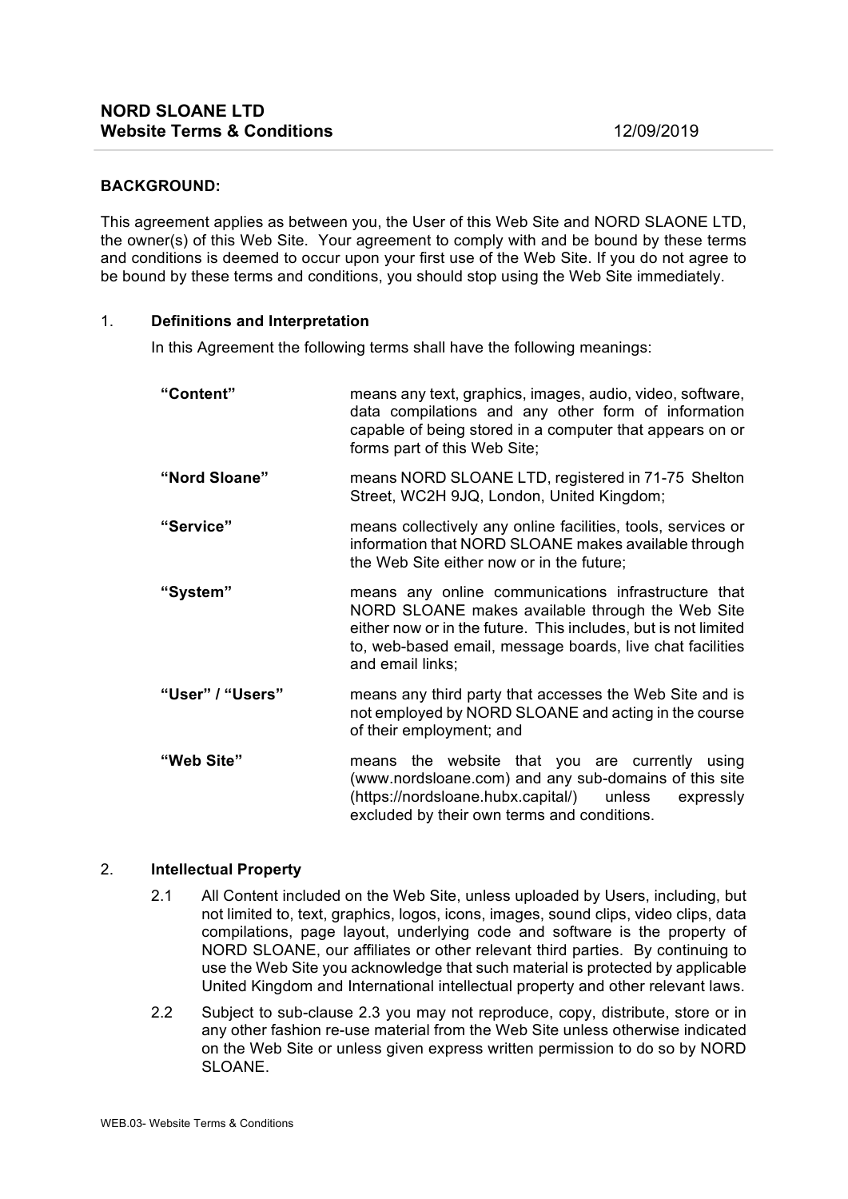## NORD SLOANE LTD
## Website Terms & Conditions 12/09/2019

**BACKGROUND:**

This agreement applies as between you, the User of this Web Site and NORD SLAONE LTD, the owner(s) of this Web Site. Your agreement to comply with and be bound by these terms and conditions is deemed to occur upon your first use of the Web Site. If you do not agree to be bound by these terms and conditions, you should stop using the Web Site immediately.

1. **Definitions and Interpretation**

In this Agreement the following terms shall have the following meanings:

| | |
|---|---|
| **"Content"** | means any text, graphics, images, audio, video, software, data compilations and any other form of information capable of being stored in a computer that appears on or forms part of this Web Site; |
| **"Nord Sloane"** | means NORD SLOANE LTD, registered in 71-75 Shelton Street, WC2H 9JQ, London, United Kingdom; |
| **"Service"** | means collectively any online facilities, tools, services or information that NORD SLOANE makes available through the Web Site either now or in the future; |
| **"System"** | means any online communications infrastructure that NORD SLOANE makes available through the Web Site either now or in the future. This includes, but is not limited to, web-based email, message boards, live chat facilities and email links; |
| **"User" / "Users"** | means any third party that accesses the Web Site and is not employed by NORD SLOANE and acting in the course of their employment; and |
| **"Web Site"** | means the website that you are currently using (www.nordsloane.com) and any sub-domains of this site (https://nordsloane.hubx.capital/) unless expressly excluded by their own terms and conditions. |

2. **Intellectual Property**

2.1 All Content included on the Web Site, unless uploaded by Users, including, but not limited to, text, graphics, logos, icons, images, sound clips, video clips, data compilations, page layout, underlying code and software is the property of NORD SLOANE, our affiliates or other relevant third parties. By continuing to use the Web Site you acknowledge that such material is protected by applicable United Kingdom and International intellectual property and other relevant laws.

2.2 Subject to sub-clause 2.3 you may not reproduce, copy, distribute, store or in any other fashion re-use material from the Web Site unless otherwise indicated on the Web Site or unless given express written permission to do so by NORD SLOANE.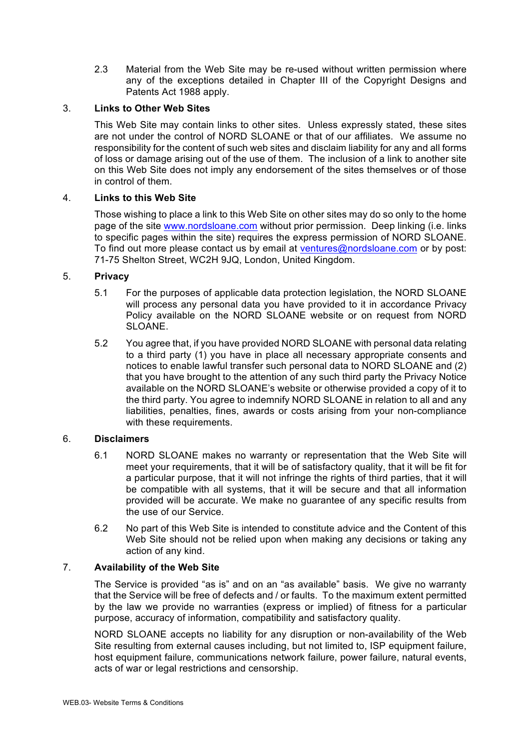2.3 Material from the Web Site may be re-used without written permission where any of the exceptions detailed in Chapter III of the Copyright Designs and Patents Act 1988 apply.

## 3. Links to Other Web Sites

This Web Site may contain links to other sites. Unless expressly stated, these sites are not under the control of NORD SLOANE or that of our affiliates. We assume no responsibility for the content of such web sites and disclaim liability for any and all forms of loss or damage arising out of the use of them. The inclusion of a link to another site on this Web Site does not imply any endorsement of the sites themselves or of those in control of them.

## 4. Links to this Web Site

Those wishing to place a link to this Web Site on other sites may do so only to the home page of the site [www.nordsloane.com](http://www.nordsloane.com) without prior permission. Deep linking (i.e. links to specific pages within the site) requires the express permission of NORD SLOANE. To find out more please contact us by email at [ventures@nordsloane.com](mailto:ventures@nordsloane.com) or by post: 71-75 Shelton Street, WC2H 9JQ, London, United Kingdom.

## 5. Privacy

5.1 For the purposes of applicable data protection legislation, the NORD SLOANE will process any personal data you have provided to it in accordance Privacy Policy available on the NORD SLOANE website or on request from NORD SLOANE.

5.2 You agree that, if you have provided NORD SLOANE with personal data relating to a third party (1) you have in place all necessary appropriate consents and notices to enable lawful transfer such personal data to NORD SLOANE and (2) that you have brought to the attention of any such third party the Privacy Notice available on the NORD SLOANE's website or otherwise provided a copy of it to the third party. You agree to indemnify NORD SLOANE in relation to all and any liabilities, penalties, fines, awards or costs arising from your non-compliance with these requirements.

## 6. Disclaimers

6.1 NORD SLOANE makes no warranty or representation that the Web Site will meet your requirements, that it will be of satisfactory quality, that it will be fit for a particular purpose, that it will not infringe the rights of third parties, that it will be compatible with all systems, that it will be secure and that all information provided will be accurate. We make no guarantee of any specific results from the use of our Service.

6.2 No part of this Web Site is intended to constitute advice and the Content of this Web Site should not be relied upon when making any decisions or taking any action of any kind.

## 7. Availability of the Web Site

The Service is provided "as is" and on an "as available" basis. We give no warranty that the Service will be free of defects and / or faults. To the maximum extent permitted by the law we provide no warranties (express or implied) of fitness for a particular purpose, accuracy of information, compatibility and satisfactory quality.

NORD SLOANE accepts no liability for any disruption or non-availability of the Web Site resulting from external causes including, but not limited to, ISP equipment failure, host equipment failure, communications network failure, power failure, natural events, acts of war or legal restrictions and censorship.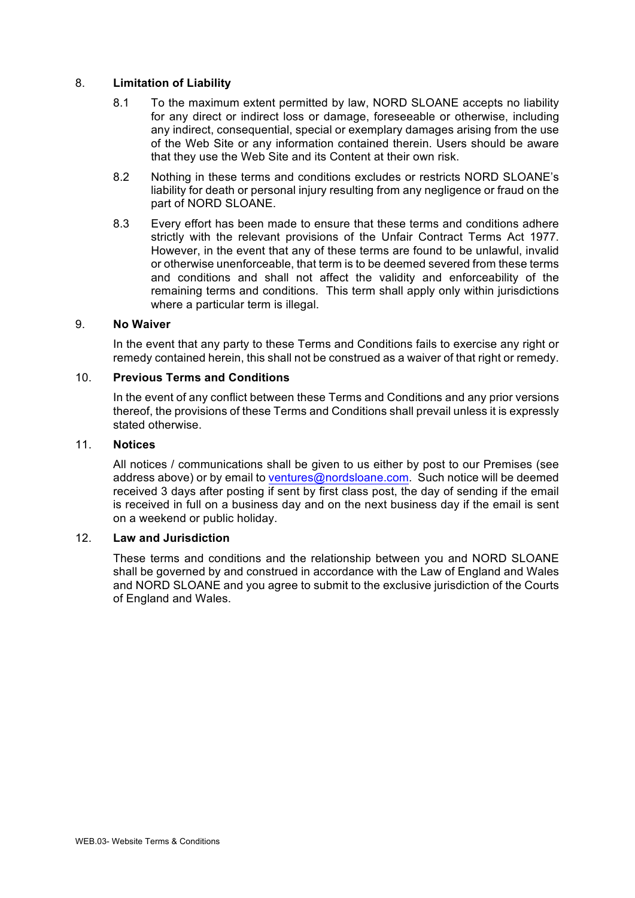## 8. Limitation of Liability

8.1 To the maximum extent permitted by law, NORD SLOANE accepts no liability for any direct or indirect loss or damage, foreseeable or otherwise, including any indirect, consequential, special or exemplary damages arising from the use of the Web Site or any information contained therein. Users should be aware that they use the Web Site and its Content at their own risk.

8.2 Nothing in these terms and conditions excludes or restricts NORD SLOANE's liability for death or personal injury resulting from any negligence or fraud on the part of NORD SLOANE.

8.3 Every effort has been made to ensure that these terms and conditions adhere strictly with the relevant provisions of the Unfair Contract Terms Act 1977. However, in the event that any of these terms are found to be unlawful, invalid or otherwise unenforceable, that term is to be deemed severed from these terms and conditions and shall not affect the validity and enforceability of the remaining terms and conditions. This term shall apply only within jurisdictions where a particular term is illegal.

## 9. No Waiver

In the event that any party to these Terms and Conditions fails to exercise any right or remedy contained herein, this shall not be construed as a waiver of that right or remedy.

## 10. Previous Terms and Conditions

In the event of any conflict between these Terms and Conditions and any prior versions thereof, the provisions of these Terms and Conditions shall prevail unless it is expressly stated otherwise.

## 11. Notices

All notices / communications shall be given to us either by post to our Premises (see address above) or by email to ventures@nordsloane.com. Such notice will be deemed received 3 days after posting if sent by first class post, the day of sending if the email is received in full on a business day and on the next business day if the email is sent on a weekend or public holiday.

## 12. Law and Jurisdiction

These terms and conditions and the relationship between you and NORD SLOANE shall be governed by and construed in accordance with the Law of England and Wales and NORD SLOANE and you agree to submit to the exclusive jurisdiction of the Courts of England and Wales.